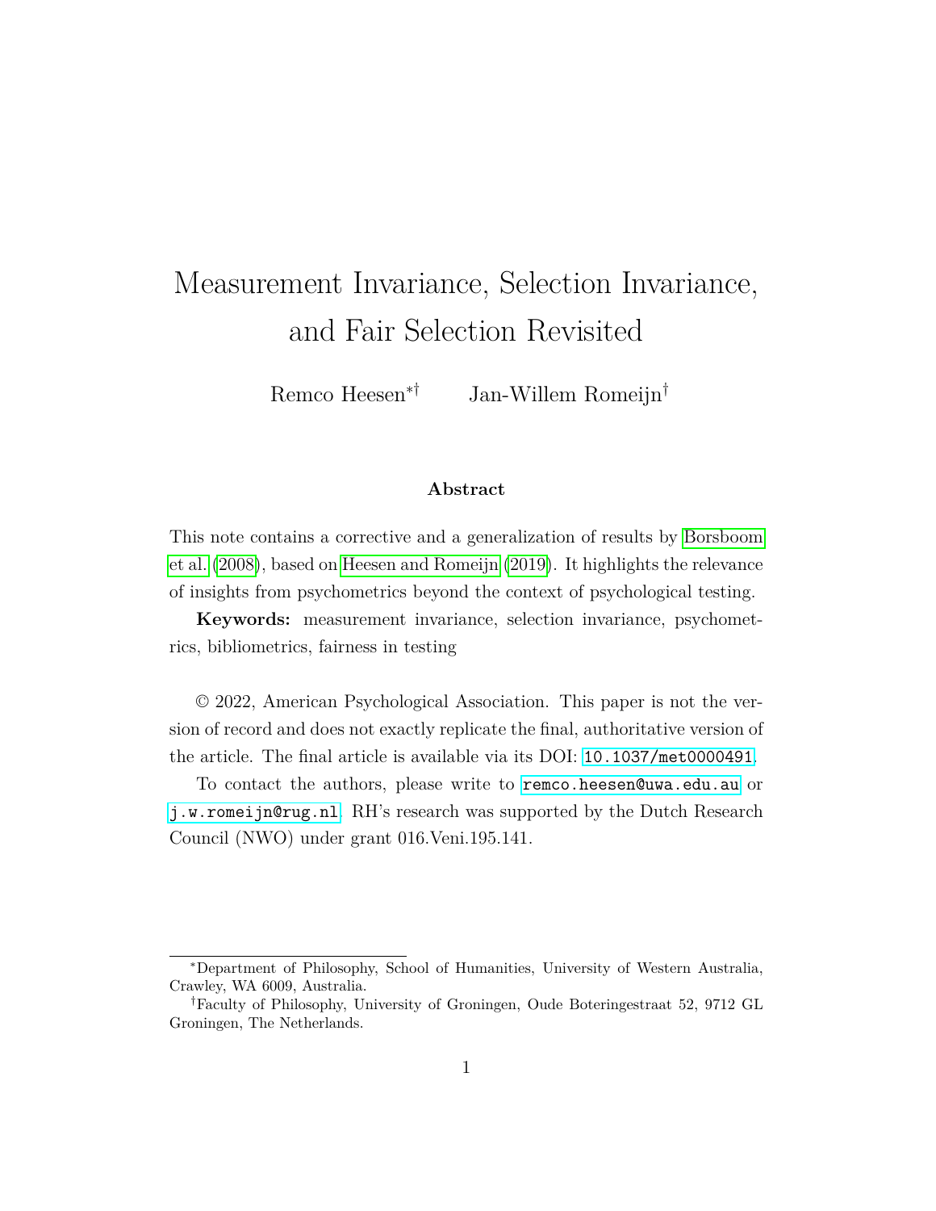# Measurement Invariance, Selection Invariance, and Fair Selection Revisited

Remco Heesen[*†] Jan-Willem Romeijn[†]

**Abstract**

This note contains a corrective and a generalization of results by Borsboom et al. (2008), based on Heesen and Romeijn (2019). It highlights the relevance of insights from psychometrics beyond the context of psychological testing.

**Keywords:** measurement invariance, selection invariance, psychometrics, bibliometrics, fairness in testing

© 2022, American Psychological Association. This paper is not the version of record and does not exactly replicate the final, authoritative version of the article. The final article is available via its DOI: 10.1037/met0000491.

To contact the authors, please write to remco.heesen@uwa.edu.au or j.w.romeijn@rug.nl. RH's research was supported by the Dutch Research Council (NWO) under grant 016.Veni.195.141.

---

[*]Department of Philosophy, School of Humanities, University of Western Australia, Crawley, WA 6009, Australia.

[†]Faculty of Philosophy, University of Groningen, Oude Boteringestraat 52, 9712 GL Groningen, The Netherlands.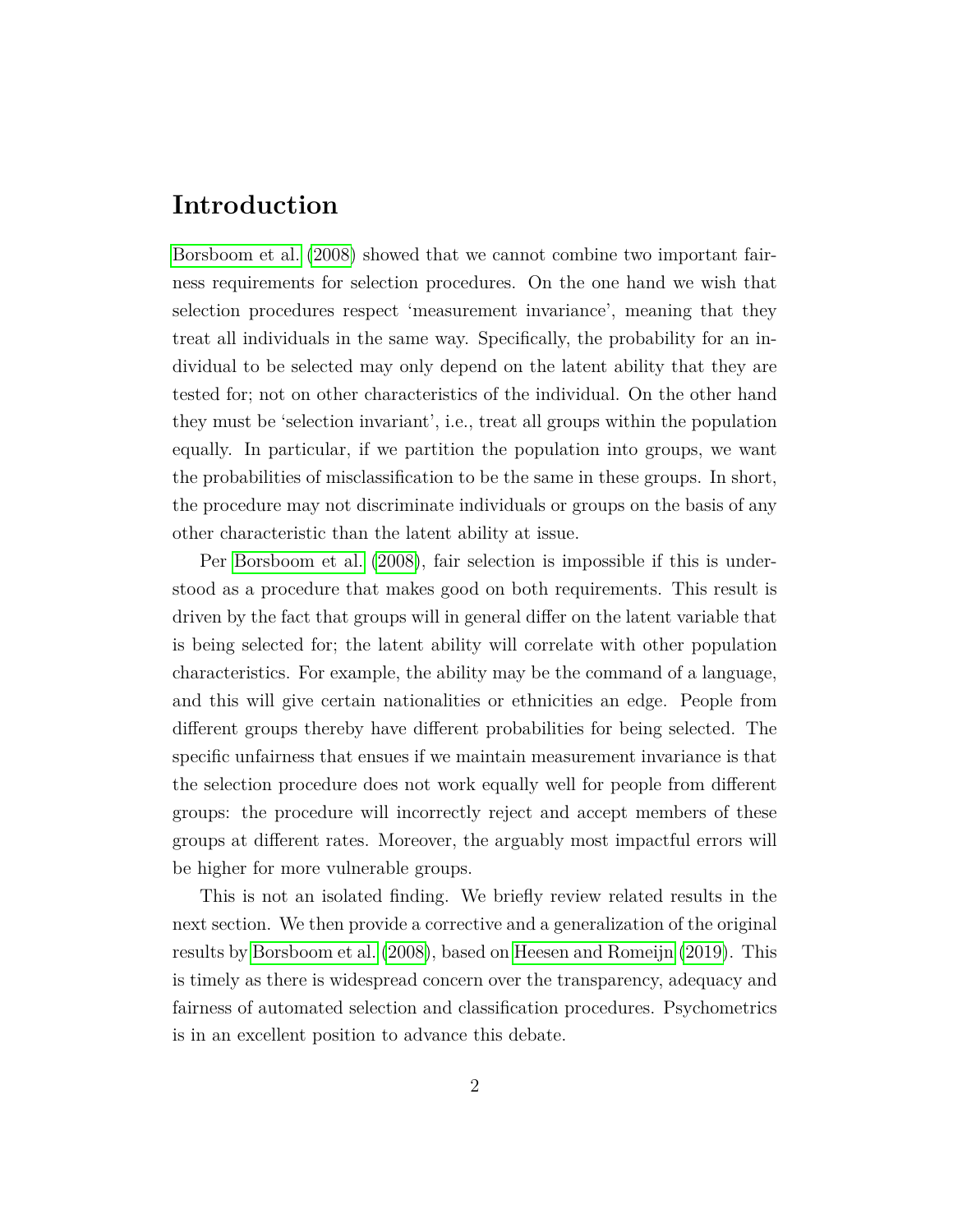# Introduction

Borsboom et al. (2008) showed that we cannot combine two important fairness requirements for selection procedures. On the one hand we wish that selection procedures respect 'measurement invariance', meaning that they treat all individuals in the same way. Specifically, the probability for an individual to be selected may only depend on the latent ability that they are tested for; not on other characteristics of the individual. On the other hand they must be 'selection invariant', i.e., treat all groups within the population equally. In particular, if we partition the population into groups, we want the probabilities of misclassification to be the same in these groups. In short, the procedure may not discriminate individuals or groups on the basis of any other characteristic than the latent ability at issue.

Per Borsboom et al. (2008), fair selection is impossible if this is understood as a procedure that makes good on both requirements. This result is driven by the fact that groups will in general differ on the latent variable that is being selected for; the latent ability will correlate with other population characteristics. For example, the ability may be the command of a language, and this will give certain nationalities or ethnicities an edge. People from different groups thereby have different probabilities for being selected. The specific unfairness that ensues if we maintain measurement invariance is that the selection procedure does not work equally well for people from different groups: the procedure will incorrectly reject and accept members of these groups at different rates. Moreover, the arguably most impactful errors will be higher for more vulnerable groups.

This is not an isolated finding. We briefly review related results in the next section. We then provide a corrective and a generalization of the original results by Borsboom et al. (2008), based on Heesen and Romeijn (2019). This is timely as there is widespread concern over the transparency, adequacy and fairness of automated selection and classification procedures. Psychometrics is in an excellent position to advance this debate.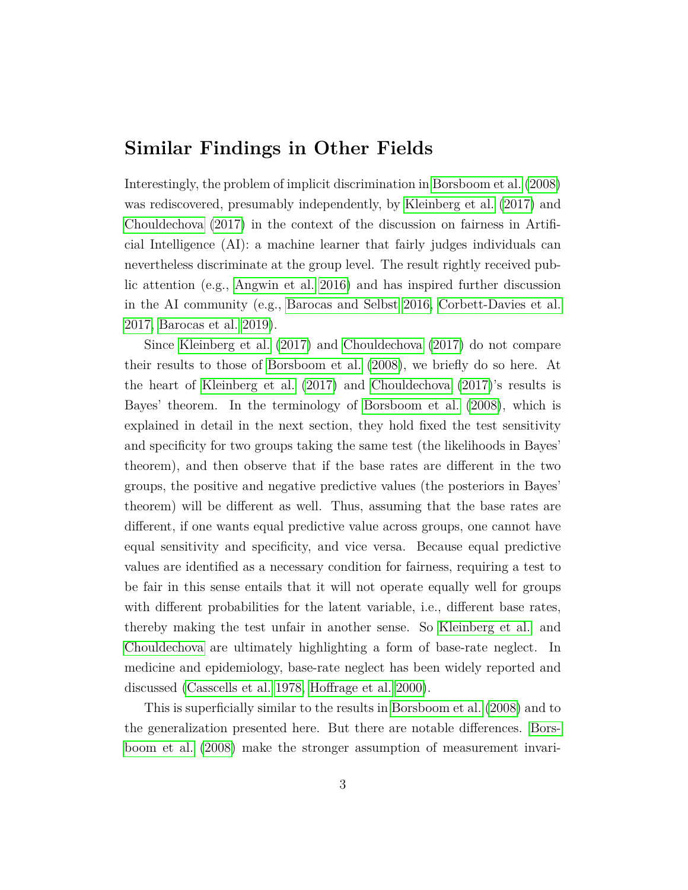## Similar Findings in Other Fields

Interestingly, the problem of implicit discrimination in Borsboom et al. (2008) was rediscovered, presumably independently, by Kleinberg et al. (2017) and Chouldechova (2017) in the context of the discussion on fairness in Artificial Intelligence (AI): a machine learner that fairly judges individuals can nevertheless discriminate at the group level. The result rightly received public attention (e.g., Angwin et al. 2016) and has inspired further discussion in the AI community (e.g., Barocas and Selbst 2016, Corbett-Davies et al. 2017, Barocas et al. 2019).

Since Kleinberg et al. (2017) and Chouldechova (2017) do not compare their results to those of Borsboom et al. (2008), we briefly do so here. At the heart of Kleinberg et al. (2017) and Chouldechova (2017)'s results is Bayes' theorem. In the terminology of Borsboom et al. (2008), which is explained in detail in the next section, they hold fixed the test sensitivity and specificity for two groups taking the same test (the likelihoods in Bayes' theorem), and then observe that if the base rates are different in the two groups, the positive and negative predictive values (the posteriors in Bayes' theorem) will be different as well. Thus, assuming that the base rates are different, if one wants equal predictive value across groups, one cannot have equal sensitivity and specificity, and vice versa. Because equal predictive values are identified as a necessary condition for fairness, requiring a test to be fair in this sense entails that it will not operate equally well for groups with different probabilities for the latent variable, i.e., different base rates, thereby making the test unfair in another sense. So Kleinberg et al. and Chouldechova are ultimately highlighting a form of base-rate neglect. In medicine and epidemiology, base-rate neglect has been widely reported and discussed (Casscells et al. 1978, Hoffrage et al. 2000).

This is superficially similar to the results in Borsboom et al. (2008) and to the generalization presented here. But there are notable differences. Borsboom et al. (2008) make the stronger assumption of measurement invari-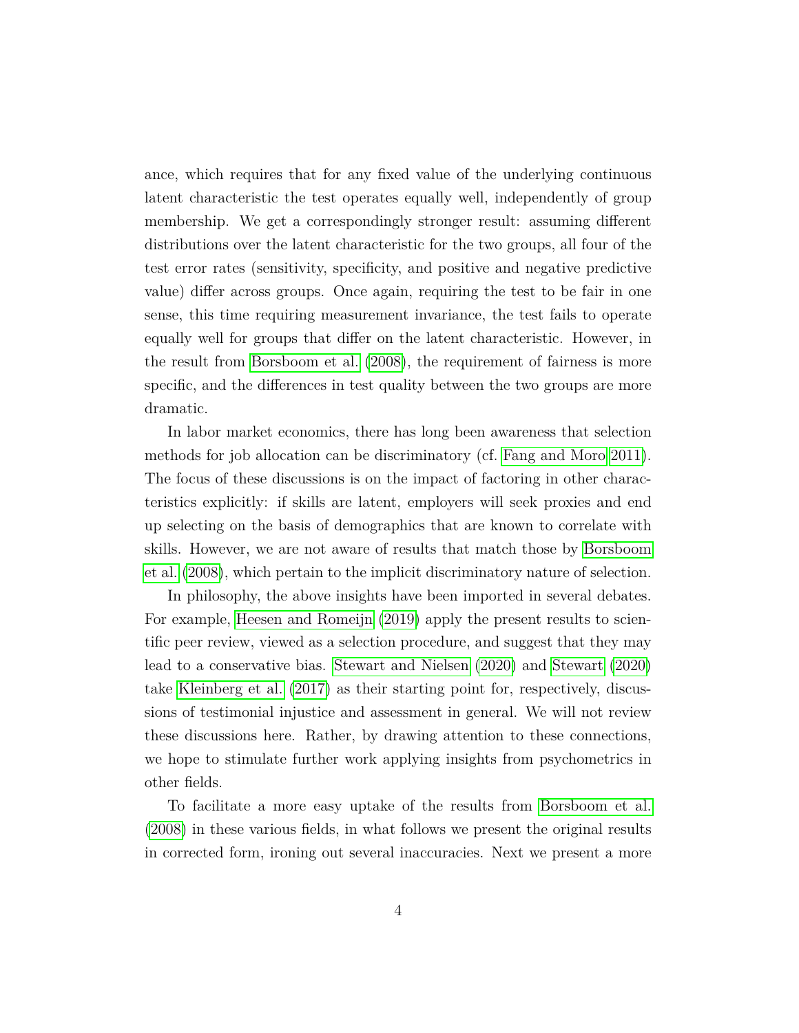ance, which requires that for any fixed value of the underlying continuous latent characteristic the test operates equally well, independently of group membership. We get a correspondingly stronger result: assuming different distributions over the latent characteristic for the two groups, all four of the test error rates (sensitivity, specificity, and positive and negative predictive value) differ across groups. Once again, requiring the test to be fair in one sense, this time requiring measurement invariance, the test fails to operate equally well for groups that differ on the latent characteristic. However, in the result from Borsboom et al. (2008), the requirement of fairness is more specific, and the differences in test quality between the two groups are more dramatic.

In labor market economics, there has long been awareness that selection methods for job allocation can be discriminatory (cf. Fang and Moro 2011). The focus of these discussions is on the impact of factoring in other characteristics explicitly: if skills are latent, employers will seek proxies and end up selecting on the basis of demographics that are known to correlate with skills. However, we are not aware of results that match those by Borsboom et al. (2008), which pertain to the implicit discriminatory nature of selection.

In philosophy, the above insights have been imported in several debates. For example, Heesen and Romeijn (2019) apply the present results to scientific peer review, viewed as a selection procedure, and suggest that they may lead to a conservative bias. Stewart and Nielsen (2020) and Stewart (2020) take Kleinberg et al. (2017) as their starting point for, respectively, discussions of testimonial injustice and assessment in general. We will not review these discussions here. Rather, by drawing attention to these connections, we hope to stimulate further work applying insights from psychometrics in other fields.

To facilitate a more easy uptake of the results from Borsboom et al. (2008) in these various fields, in what follows we present the original results in corrected form, ironing out several inaccuracies. Next we present a more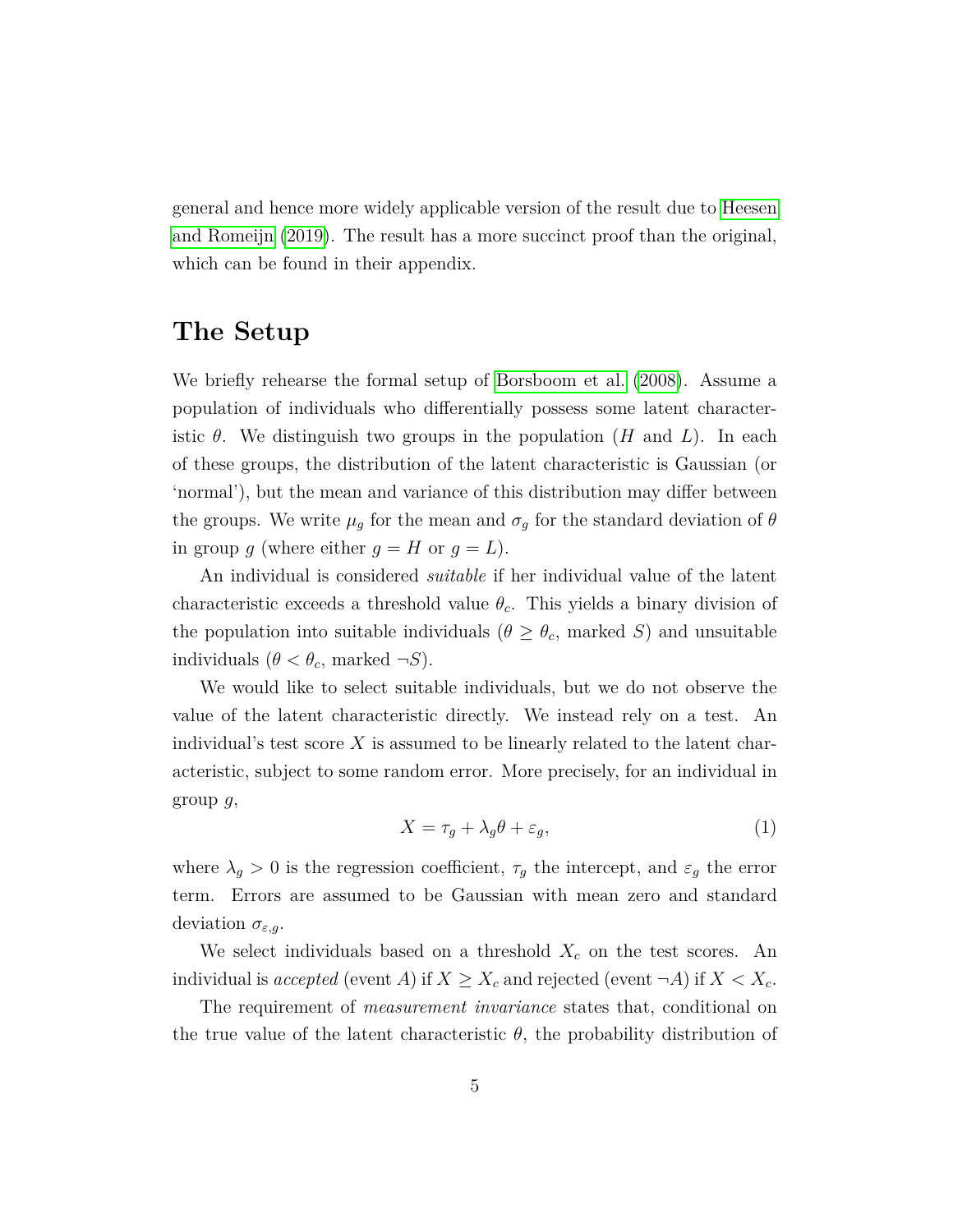general and hence more widely applicable version of the result due to Heesen and Romeijn (2019). The result has a more succinct proof than the original, which can be found in their appendix.

## The Setup

We briefly rehearse the formal setup of Borsboom et al. (2008). Assume a population of individuals who differentially possess some latent characteristic $\theta$. We distinguish two groups in the population ($H$ and $L$). In each of these groups, the distribution of the latent characteristic is Gaussian (or 'normal'), but the mean and variance of this distribution may differ between the groups. We write $\mu_g$ for the mean and $\sigma_g$ for the standard deviation of $\theta$ in group $g$ (where either $g = H$ or $g = L$).

An individual is considered *suitable* if her individual value of the latent characteristic exceeds a threshold value $\theta_c$. This yields a binary division of the population into suitable individuals ($\theta \geq \theta_c$, marked $S$) and unsuitable individuals ($\theta < \theta_c$, marked $\neg S$).

We would like to select suitable individuals, but we do not observe the value of the latent characteristic directly. We instead rely on a test. An individual's test score $X$ is assumed to be linearly related to the latent characteristic, subject to some random error. More precisely, for an individual in group $g$,

$$X = \tau_g + \lambda_g \theta + \varepsilon_g, \tag{1}$$

where $\lambda_g > 0$ is the regression coefficient, $\tau_g$ the intercept, and $\varepsilon_g$ the error term. Errors are assumed to be Gaussian with mean zero and standard deviation $\sigma_{\varepsilon,g}$.

We select individuals based on a threshold $X_c$ on the test scores. An individual is *accepted* (event $A$) if $X \geq X_c$ and rejected (event $\neg A$) if $X < X_c$.

The requirement of *measurement invariance* states that, conditional on the true value of the latent characteristic $\theta$, the probability distribution of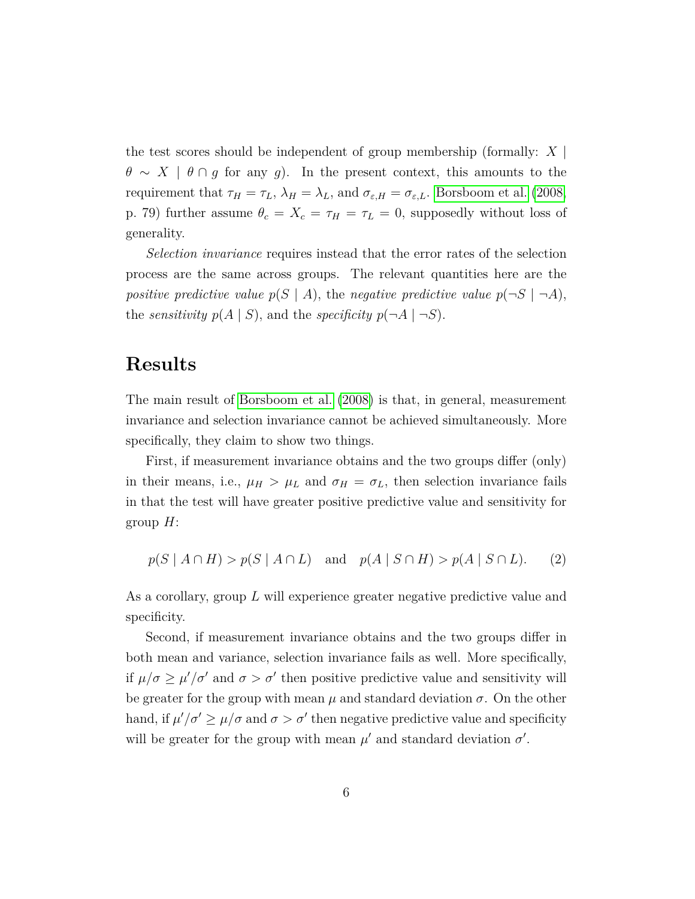the test scores should be independent of group membership (formally: $X \mid \theta \sim X \mid \theta \cap g$ for any $g$). In the present context, this amounts to the requirement that $\tau_H = \tau_L$, $\lambda_H = \lambda_L$, and $\sigma_{\varepsilon,H} = \sigma_{\varepsilon,L}$. Borsboom et al. (2008, p. 79) further assume $\theta_c = X_c = \tau_H = \tau_L = 0$, supposedly without loss of generality.

*Selection invariance* requires instead that the error rates of the selection process are the same across groups. The relevant quantities here are the *positive predictive value* $p(S \mid A)$, the *negative predictive value* $p(\neg S \mid \neg A)$, the *sensitivity* $p(A \mid S)$, and the *specificity* $p(\neg A \mid \neg S)$.

## Results

The main result of Borsboom et al. (2008) is that, in general, measurement invariance and selection invariance cannot be achieved simultaneously. More specifically, they claim to show two things.

First, if measurement invariance obtains and the two groups differ (only) in their means, i.e., $\mu_H > \mu_L$ and $\sigma_H = \sigma_L$, then selection invariance fails in that the test will have greater positive predictive value and sensitivity for group $H$:

$$p(S \mid A \cap H) > p(S \mid A \cap L) \quad \text{and} \quad p(A \mid S \cap H) > p(A \mid S \cap L). \tag{2}$$

As a corollary, group $L$ will experience greater negative predictive value and specificity.

Second, if measurement invariance obtains and the two groups differ in both mean and variance, selection invariance fails as well. More specifically, if $\mu/\sigma \geq \mu'/\sigma'$ and $\sigma > \sigma'$ then positive predictive value and sensitivity will be greater for the group with mean $\mu$ and standard deviation $\sigma$. On the other hand, if $\mu'/\sigma' \geq \mu/\sigma$ and $\sigma > \sigma'$ then negative predictive value and specificity will be greater for the group with mean $\mu'$ and standard deviation $\sigma'$.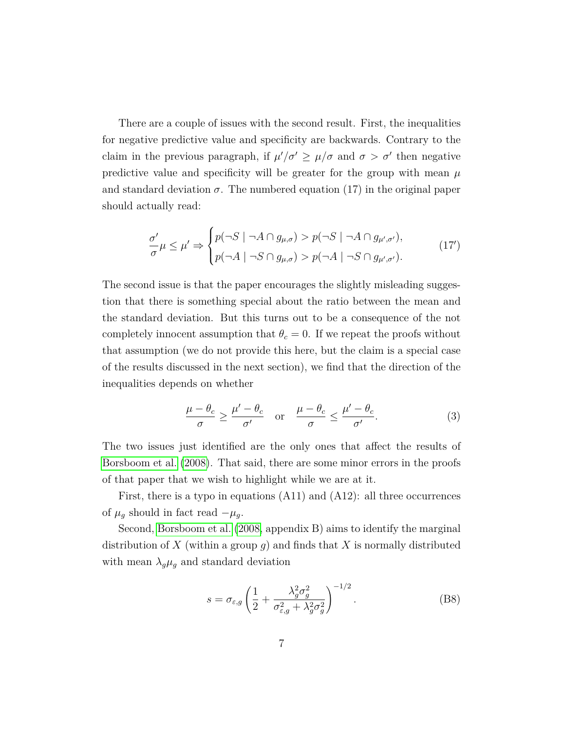There are a couple of issues with the second result. First, the inequalities for negative predictive value and specificity are backwards. Contrary to the claim in the previous paragraph, if $\mu'/\sigma' \geq \mu/\sigma$ and $\sigma > \sigma'$ then negative predictive value and specificity will be greater for the group with mean $\mu$ and standard deviation $\sigma$. The numbered equation (17) in the original paper should actually read:

$$\frac{\sigma'}{\sigma}\mu \leq \mu' \Rightarrow \begin{cases} p(\neg S \mid \neg A \cap g_{\mu,\sigma}) > p(\neg S \mid \neg A \cap g_{\mu',\sigma'}), \\ p(\neg A \mid \neg S \cap g_{\mu,\sigma}) > p(\neg A \mid \neg S \cap g_{\mu',\sigma'}). \end{cases} \tag{17'}$$

The second issue is that the paper encourages the slightly misleading suggestion that there is something special about the ratio between the mean and the standard deviation. But this turns out to be a consequence of the not completely innocent assumption that $\theta_c = 0$. If we repeat the proofs without that assumption (we do not provide this here, but the claim is a special case of the results discussed in the next section), we find that the direction of the inequalities depends on whether

$$\frac{\mu - \theta_c}{\sigma} \geq \frac{\mu' - \theta_c}{\sigma'} \quad \text{or} \quad \frac{\mu - \theta_c}{\sigma} \leq \frac{\mu' - \theta_c}{\sigma'}. \tag{3}$$

The two issues just identified are the only ones that affect the results of Borsboom et al. (2008). That said, there are some minor errors in the proofs of that paper that we wish to highlight while we are at it.

First, there is a typo in equations (A11) and (A12): all three occurrences of $\mu_g$ should in fact read $-\mu_g$.

Second, Borsboom et al. (2008, appendix B) aims to identify the marginal distribution of $X$ (within a group $g$) and finds that $X$ is normally distributed with mean $\lambda_g \mu_g$ and standard deviation

$$s = \sigma_{\varepsilon,g} \left( \frac{1}{2} + \frac{\lambda_g^2 \sigma_g^2}{\sigma_{\varepsilon,g}^2 + \lambda_g^2 \sigma_g^2} \right)^{-1/2}. \tag{B8}$$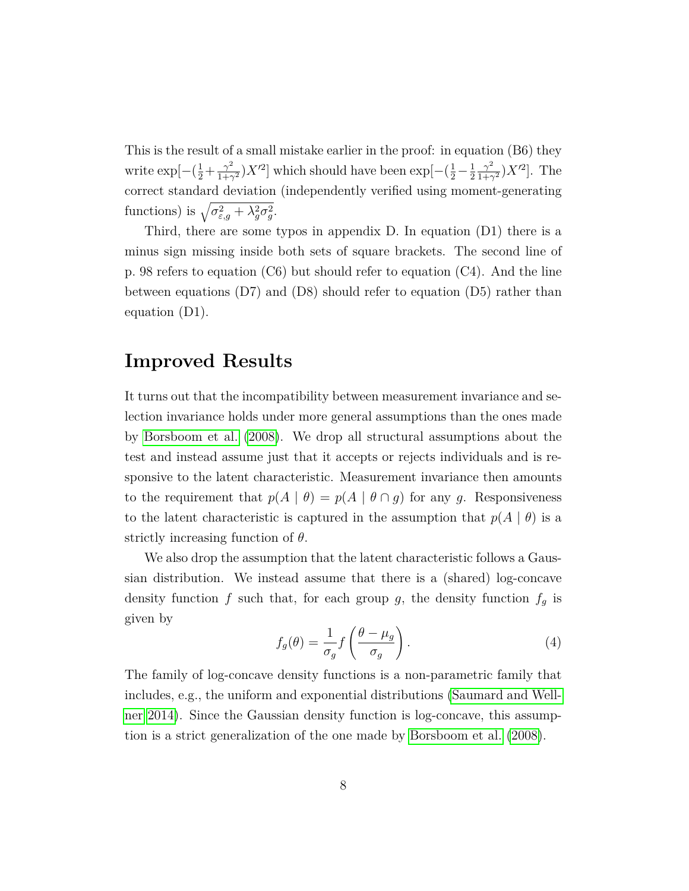This is the result of a small mistake earlier in the proof: in equation (B6) they write $\exp[-(\frac{1}{2}+\frac{\gamma^2}{1+\gamma^2})X'^2]$ which should have been $\exp[-(\frac{1}{2}-\frac{1}{2}\frac{\gamma^2}{1+\gamma^2})X'^2]$. The correct standard deviation (independently verified using moment-generating functions) is $\sqrt{\sigma^2_{\varepsilon,g}+\lambda^2_g\sigma^2_g}$.

Third, there are some typos in appendix D. In equation (D1) there is a minus sign missing inside both sets of square brackets. The second line of p. 98 refers to equation (C6) but should refer to equation (C4). And the line between equations (D7) and (D8) should refer to equation (D5) rather than equation (D1).

## Improved Results

It turns out that the incompatibility between measurement invariance and selection invariance holds under more general assumptions than the ones made by Borsboom et al. (2008). We drop all structural assumptions about the test and instead assume just that it accepts or rejects individuals and is responsive to the latent characteristic. Measurement invariance then amounts to the requirement that $p(A \mid \theta) = p(A \mid \theta \cap g)$ for any $g$. Responsiveness to the latent characteristic is captured in the assumption that $p(A \mid \theta)$ is a strictly increasing function of $\theta$.

We also drop the assumption that the latent characteristic follows a Gaussian distribution. We instead assume that there is a (shared) log-concave density function $f$ such that, for each group $g$, the density function $f_g$ is given by

$$f_g(\theta) = \frac{1}{\sigma_g} f\left(\frac{\theta - \mu_g}{\sigma_g}\right). \tag{4}$$

The family of log-concave density functions is a non-parametric family that includes, e.g., the uniform and exponential distributions (Saumard and Wellner 2014). Since the Gaussian density function is log-concave, this assumption is a strict generalization of the one made by Borsboom et al. (2008).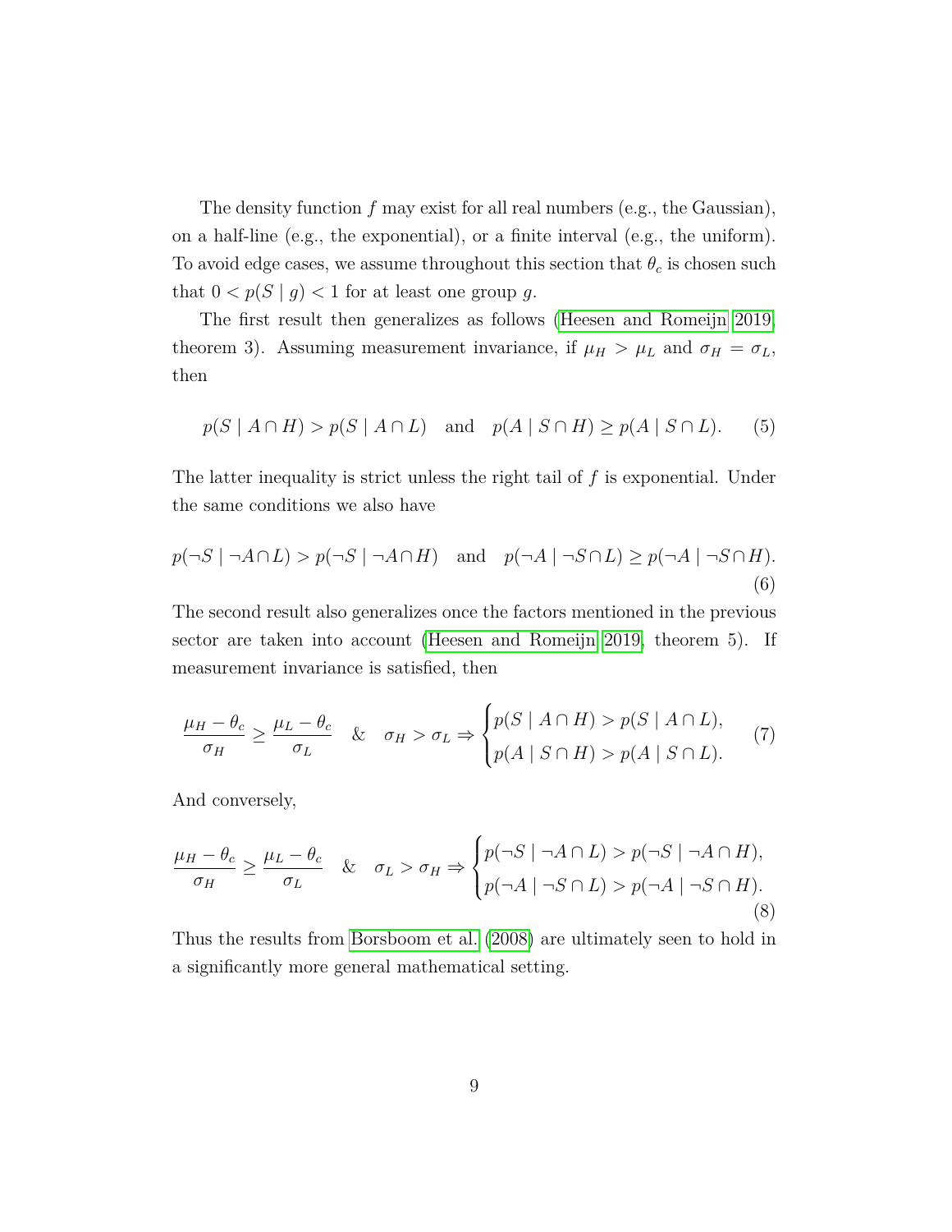The density function $f$ may exist for all real numbers (e.g., the Gaussian), on a half-line (e.g., the exponential), or a finite interval (e.g., the uniform). To avoid edge cases, we assume throughout this section that $\theta_c$ is chosen such that $0 < p(S \mid g) < 1$ for at least one group $g$.

The first result then generalizes as follows (Heesen and Romeijn 2019, theorem 3). Assuming measurement invariance, if $\mu_H > \mu_L$ and $\sigma_H = \sigma_L$, then

$$p(S \mid A \cap H) > p(S \mid A \cap L) \quad \text{and} \quad p(A \mid S \cap H) \geq p(A \mid S \cap L). \tag{5}$$

The latter inequality is strict unless the right tail of $f$ is exponential. Under the same conditions we also have

$$p(\neg S \mid \neg A \cap L) > p(\neg S \mid \neg A \cap H) \quad \text{and} \quad p(\neg A \mid \neg S \cap L) \geq p(\neg A \mid \neg S \cap H). \tag{6}$$

The second result also generalizes once the factors mentioned in the previous sector are taken into account (Heesen and Romeijn 2019, theorem 5). If measurement invariance is satisfied, then

$$\frac{\mu_H - \theta_c}{\sigma_H} \geq \frac{\mu_L - \theta_c}{\sigma_L} \quad \& \quad \sigma_H > \sigma_L \Rightarrow \begin{cases} p(S \mid A \cap H) > p(S \mid A \cap L), \\ p(A \mid S \cap H) > p(A \mid S \cap L). \end{cases} \tag{7}$$

And conversely,

$$\frac{\mu_H - \theta_c}{\sigma_H} \geq \frac{\mu_L - \theta_c}{\sigma_L} \quad \& \quad \sigma_L > \sigma_H \Rightarrow \begin{cases} p(\neg S \mid \neg A \cap L) > p(\neg S \mid \neg A \cap H), \\ p(\neg A \mid \neg S \cap L) > p(\neg A \mid \neg S \cap H). \end{cases} \tag{8}$$

Thus the results from Borsboom et al. (2008) are ultimately seen to hold in a significantly more general mathematical setting.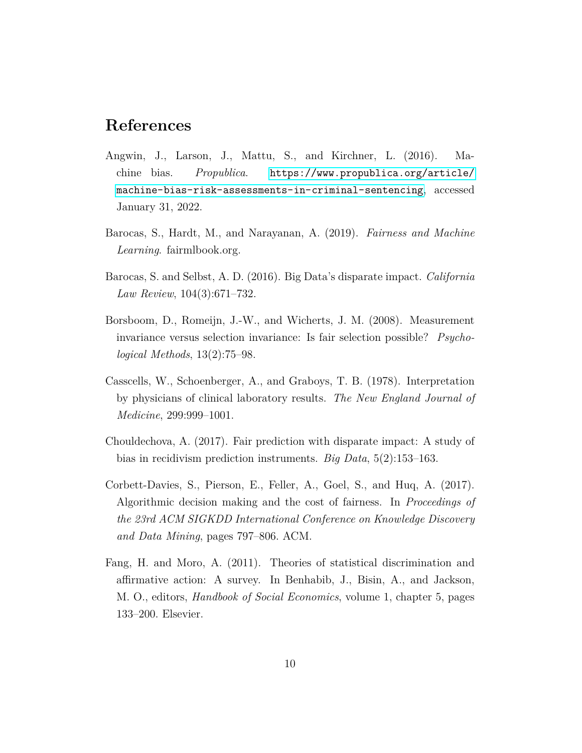# References

Angwin, J., Larson, J., Mattu, S., and Kirchner, L. (2016). Machine bias. *Propublica*. https://www.propublica.org/article/machine-bias-risk-assessments-in-criminal-sentencing, accessed January 31, 2022.

Barocas, S., Hardt, M., and Narayanan, A. (2019). *Fairness and Machine Learning*. fairmlbook.org.

Barocas, S. and Selbst, A. D. (2016). Big Data's disparate impact. *California Law Review*, 104(3):671–732.

Borsboom, D., Romeijn, J.-W., and Wicherts, J. M. (2008). Measurement invariance versus selection invariance: Is fair selection possible? *Psychological Methods*, 13(2):75–98.

Casscells, W., Schoenberger, A., and Graboys, T. B. (1978). Interpretation by physicians of clinical laboratory results. *The New England Journal of Medicine*, 299:999–1001.

Chouldechova, A. (2017). Fair prediction with disparate impact: A study of bias in recidivism prediction instruments. *Big Data*, 5(2):153–163.

Corbett-Davies, S., Pierson, E., Feller, A., Goel, S., and Huq, A. (2017). Algorithmic decision making and the cost of fairness. In *Proceedings of the 23rd ACM SIGKDD International Conference on Knowledge Discovery and Data Mining*, pages 797–806. ACM.

Fang, H. and Moro, A. (2011). Theories of statistical discrimination and affirmative action: A survey. In Benhabib, J., Bisin, A., and Jackson, M. O., editors, *Handbook of Social Economics*, volume 1, chapter 5, pages 133–200. Elsevier.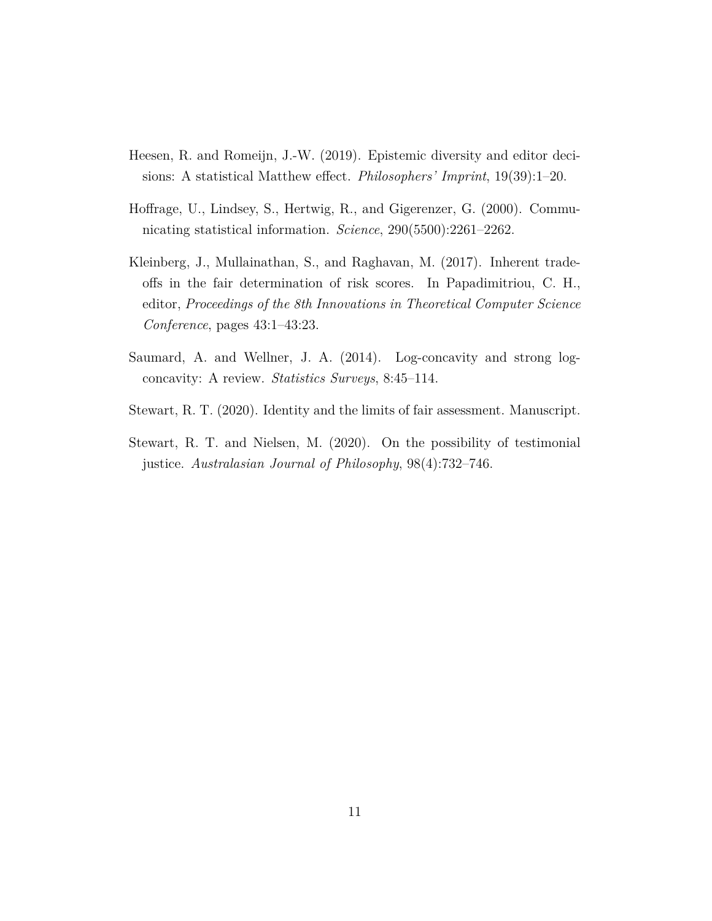Heesen, R. and Romeijn, J.-W. (2019). Epistemic diversity and editor decisions: A statistical Matthew effect. *Philosophers' Imprint*, 19(39):1–20.

Hoffrage, U., Lindsey, S., Hertwig, R., and Gigerenzer, G. (2000). Communicating statistical information. *Science*, 290(5500):2261–2262.

Kleinberg, J., Mullainathan, S., and Raghavan, M. (2017). Inherent trade-offs in the fair determination of risk scores. In Papadimitriou, C. H., editor, *Proceedings of the 8th Innovations in Theoretical Computer Science Conference*, pages 43:1–43:23.

Saumard, A. and Wellner, J. A. (2014). Log-concavity and strong log-concavity: A review. *Statistics Surveys*, 8:45–114.

Stewart, R. T. (2020). Identity and the limits of fair assessment. Manuscript.

Stewart, R. T. and Nielsen, M. (2020). On the possibility of testimonial justice. *Australasian Journal of Philosophy*, 98(4):732–746.